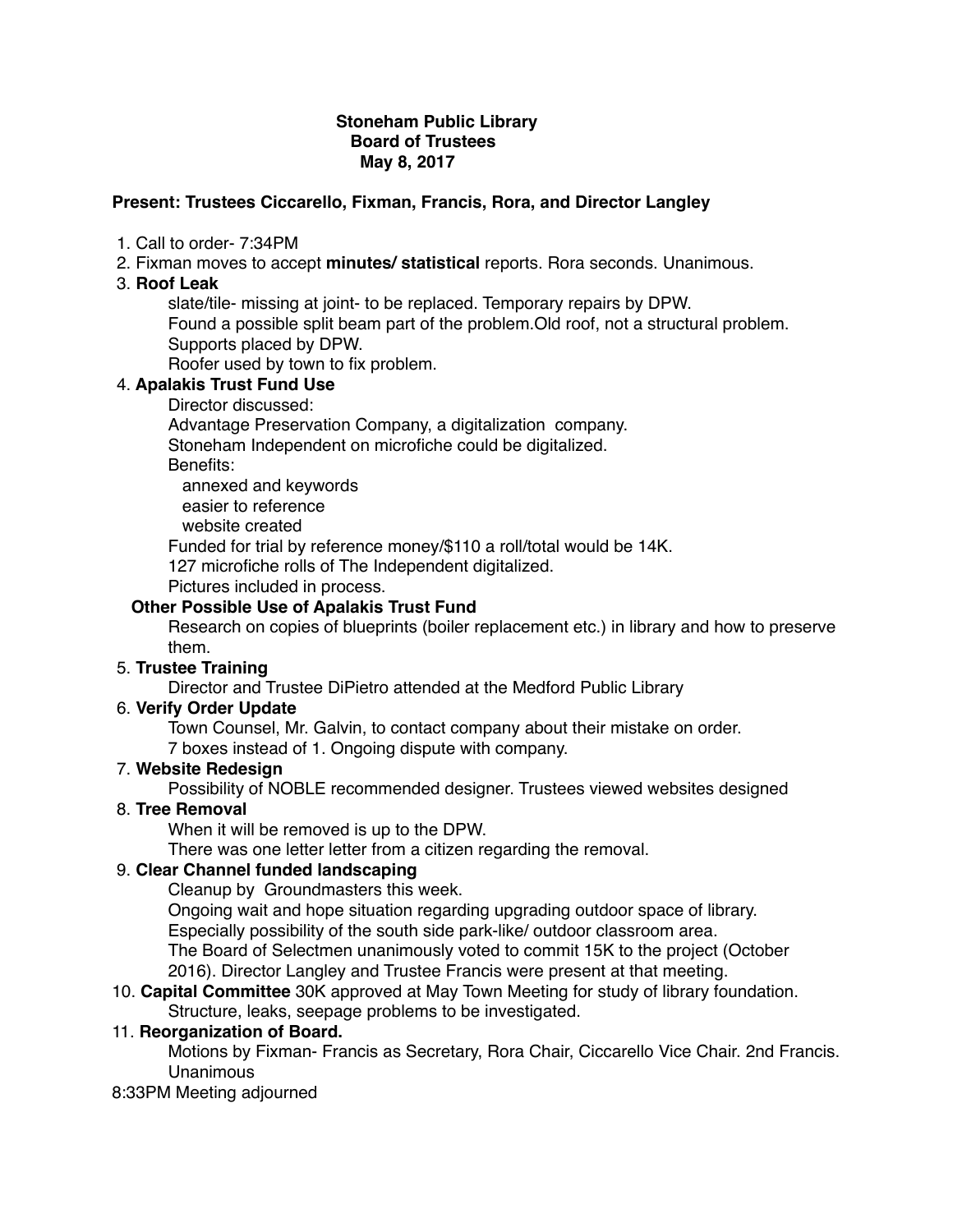**Stoneham Public Library**
**Board of Trustees**
**May 8, 2017**

**Present: Trustees Ciccarello, Fixman, Francis, Rora, and Director Langley**

1. Call to order- 7:34PM
2. Fixman moves to accept **minutes/ statistical** reports. Rora seconds. Unanimous.
3. **Roof Leak**

   slate/tile- missing at joint- to be replaced. Temporary repairs by DPW.
   Found a possible split beam part of the problem.Old roof, not a structural problem.
   Supports placed by DPW.
   Roofer used by town to fix problem.
4. **Apalakis Trust Fund Use**

   Director discussed:
   Advantage Preservation Company, a digitalization company.
   Stoneham Independent on microfiche could be digitalized.
   Benefits:
   - annexed and keywords
   - easier to reference
   - website created

   Funded for trial by reference money/$110 a roll/total would be 14K.
   127 microfiche rolls of The Independent digitalized.
   Pictures included in process.

   **Other Possible Use of Apalakis Trust Fund**

   Research on copies of blueprints (boiler replacement etc.) in library and how to preserve them.
5. **Trustee Training**

   Director and Trustee DiPietro attended at the Medford Public Library
6. **Verify Order Update**

   Town Counsel, Mr. Galvin, to contact company about their mistake on order.
   7 boxes instead of 1. Ongoing dispute with company.
7. **Website Redesign**

   Possibility of NOBLE recommended designer. Trustees viewed websites designed
8. **Tree Removal**

   When it will be removed is up to the DPW.
   There was one letter letter from a citizen regarding the removal.
9. **Clear Channel funded landscaping**

   Cleanup by Groundmasters this week.
   Ongoing wait and hope situation regarding upgrading outdoor space of library.
   Especially possibility of the south side park-like/ outdoor classroom area.
   The Board of Selectmen unanimously voted to commit 15K to the project (October 2016). Director Langley and Trustee Francis were present at that meeting.
10. **Capital Committee** 30K approved at May Town Meeting for study of library foundation.

    Structure, leaks, seepage problems to be investigated.
11. **Reorganization of Board.**

    Motions by Fixman- Francis as Secretary, Rora Chair, Ciccarello Vice Chair. 2nd Francis.
    Unanimous

8:33PM Meeting adjourned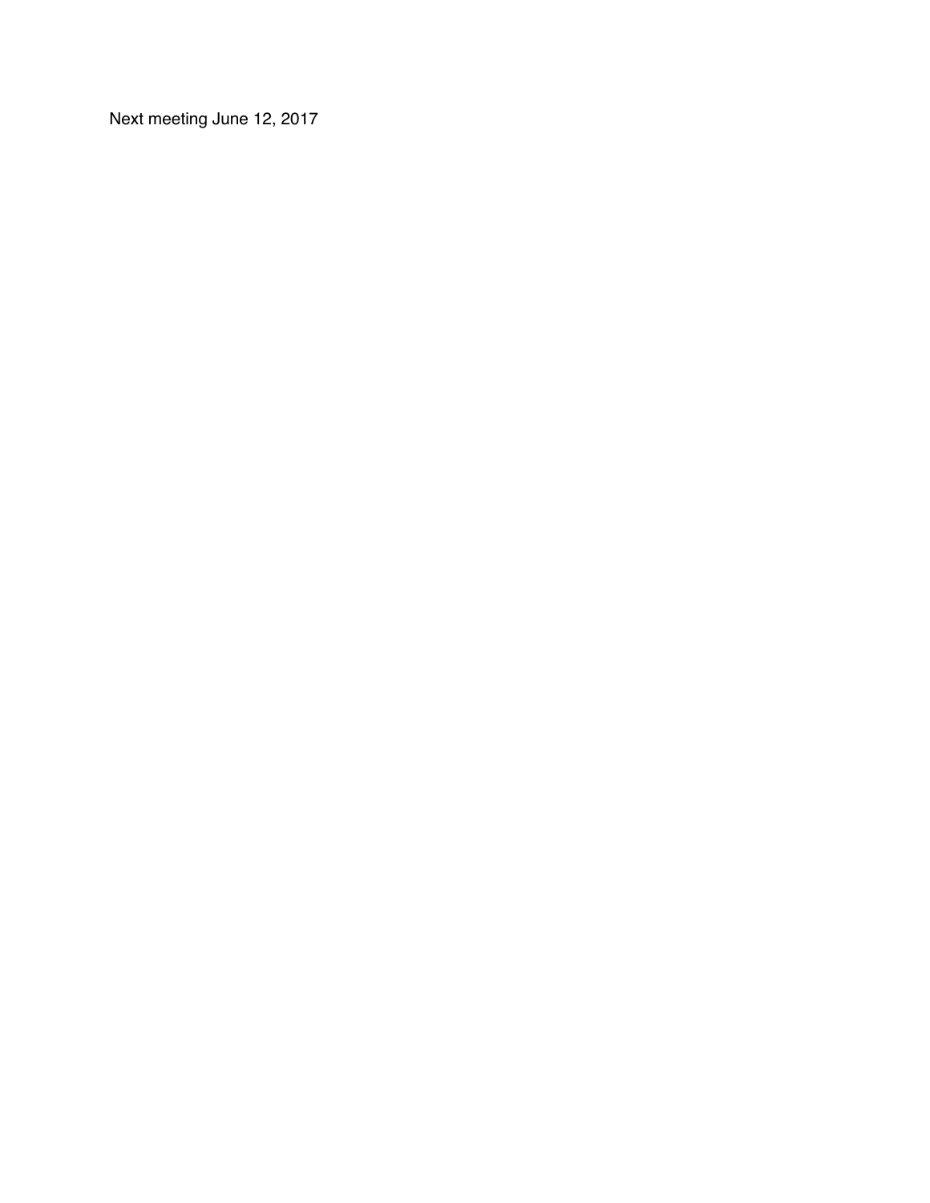Next meeting June 12, 2017